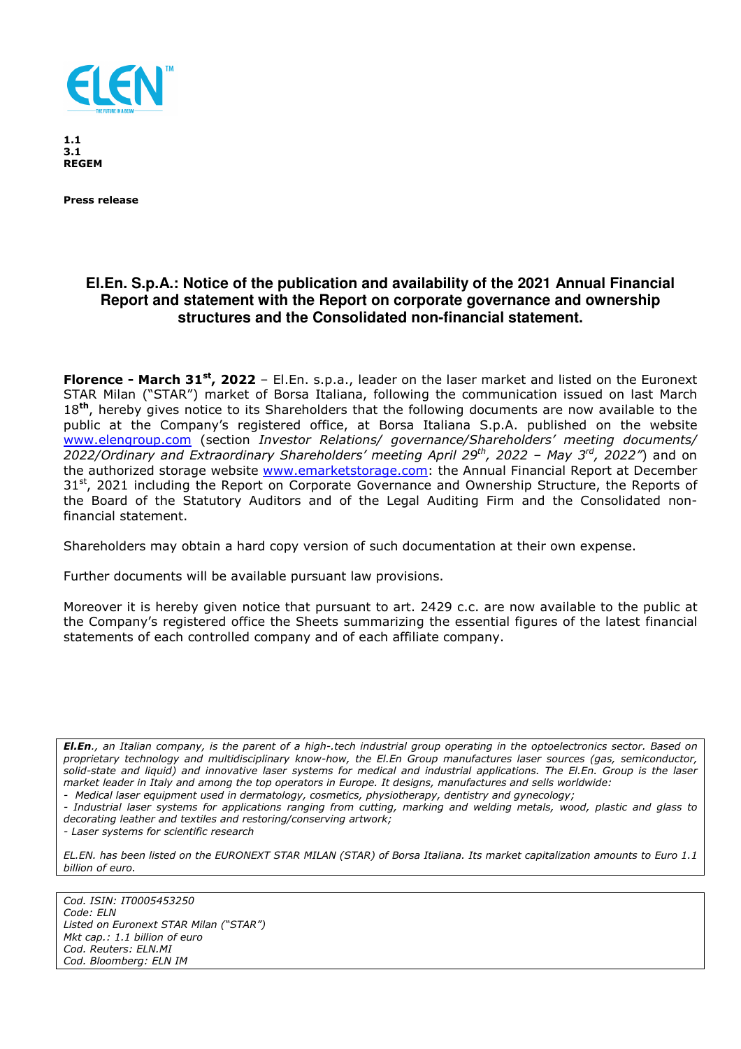**1.1**
**3.1**
**REGEM**

**Press release**

## El.En. S.p.A.: Notice of the publication and availability of the 2021 Annual Financial Report and statement with the Report on corporate governance and ownership structures and the Consolidated non-financial statement.

**Florence - March 31st, 2022** – El.En. s.p.a., leader on the laser market and listed on the Euronext STAR Milan ("STAR") market of Borsa Italiana, following the communication issued on last March 18th, hereby gives notice to its Shareholders that the following documents are now available to the public at the Company's registered office, at Borsa Italiana S.p.A. published on the website www.elengroup.com (section *Investor Relations/ governance/Shareholders' meeting documents/ 2022/Ordinary and Extraordinary Shareholders' meeting April 29th, 2022 – May 3rd, 2022"*) and on the authorized storage website www.emarketstorage.com: the Annual Financial Report at December 31st, 2021 including the Report on Corporate Governance and Ownership Structure, the Reports of the Board of the Statutory Auditors and of the Legal Auditing Firm and the Consolidated non-financial statement.

Shareholders may obtain a hard copy version of such documentation at their own expense.

Further documents will be available pursuant law provisions.

Moreover it is hereby given notice that pursuant to art. 2429 c.c. are now available to the public at the Company's registered office the Sheets summarizing the essential figures of the latest financial statements of each controlled company and of each affiliate company.

*__El.En__., an Italian company, is the parent of a high-.tech industrial group operating in the optoelectronics sector. Based on proprietary technology and multidisciplinary know-how, the El.En Group manufactures laser sources (gas, semiconductor, solid-state and liquid) and innovative laser systems for medical and industrial applications. The El.En. Group is the laser market leader in Italy and among the top operators in Europe. It designs, manufactures and sells worldwide:*

*- Medical laser equipment used in dermatology, cosmetics, physiotherapy, dentistry and gynecology;*
*- Industrial laser systems for applications ranging from cutting, marking and welding metals, wood, plastic and glass to decorating leather and textiles and restoring/conserving artwork;*
*- Laser systems for scientific research*

*EL.EN. has been listed on the EURONEXT STAR MILAN (STAR) of Borsa Italiana. Its market capitalization amounts to Euro 1.1 billion of euro.*

*Cod. ISIN: IT0005453250*
*Code: ELN*
*Listed on Euronext STAR Milan ("STAR")*
*Mkt cap.: 1.1 billion of euro*
*Cod. Reuters: ELN.MI*
*Cod. Bloomberg: ELN IM*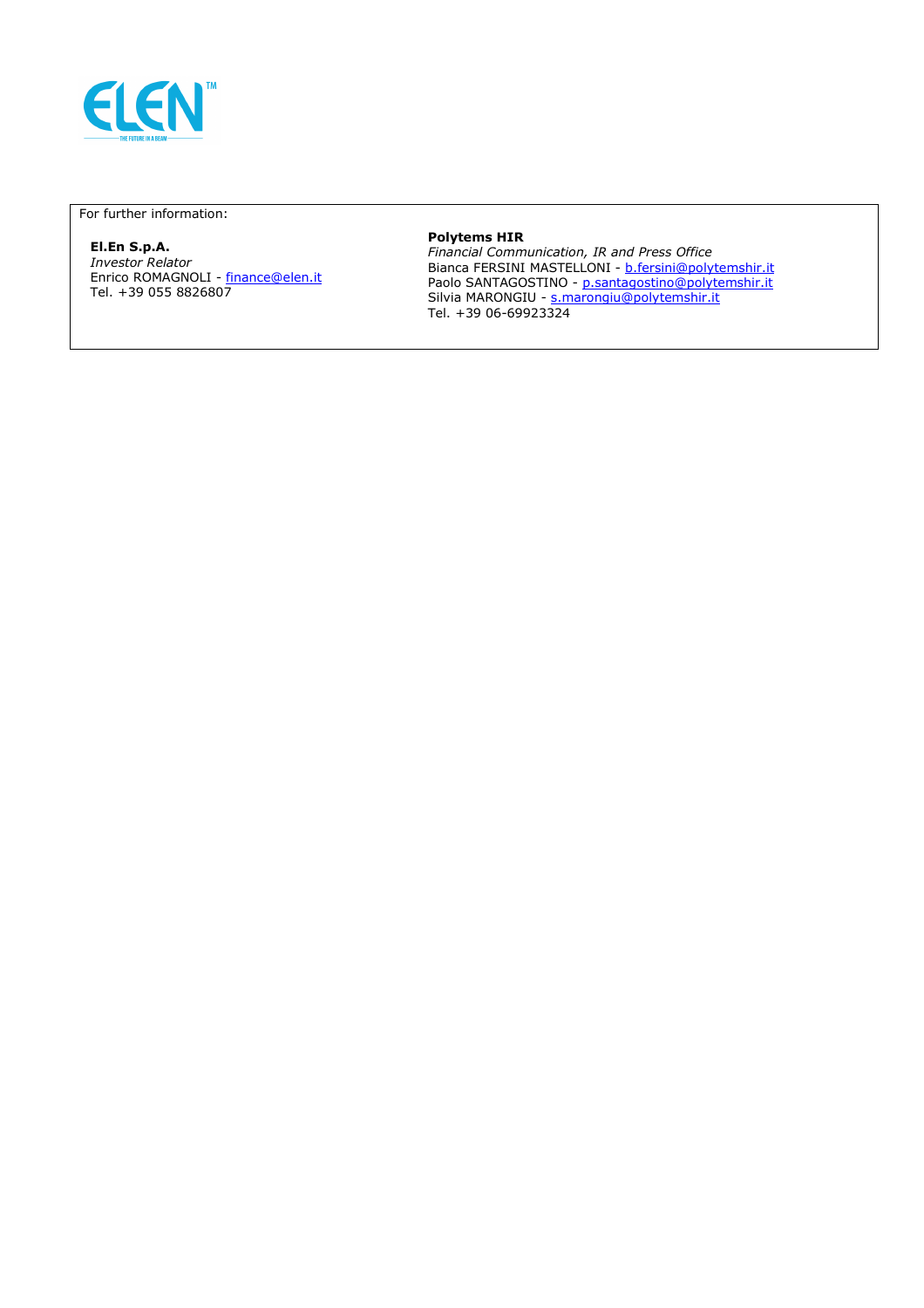For further information:

**El.En S.p.A.**
*Investor Relator*
Enrico ROMAGNOLI - finance@elen.it
Tel. +39 055 8826807

**Polytems HIR**
*Financial Communication, IR and Press Office*
Bianca FERSINI MASTELLONI - b.fersini@polytemshir.it
Paolo SANTAGOSTINO - p.santagostino@polytemshir.it
Silvia MARONGIU - s.marongiu@polytemshir.it
Tel. +39 06-69923324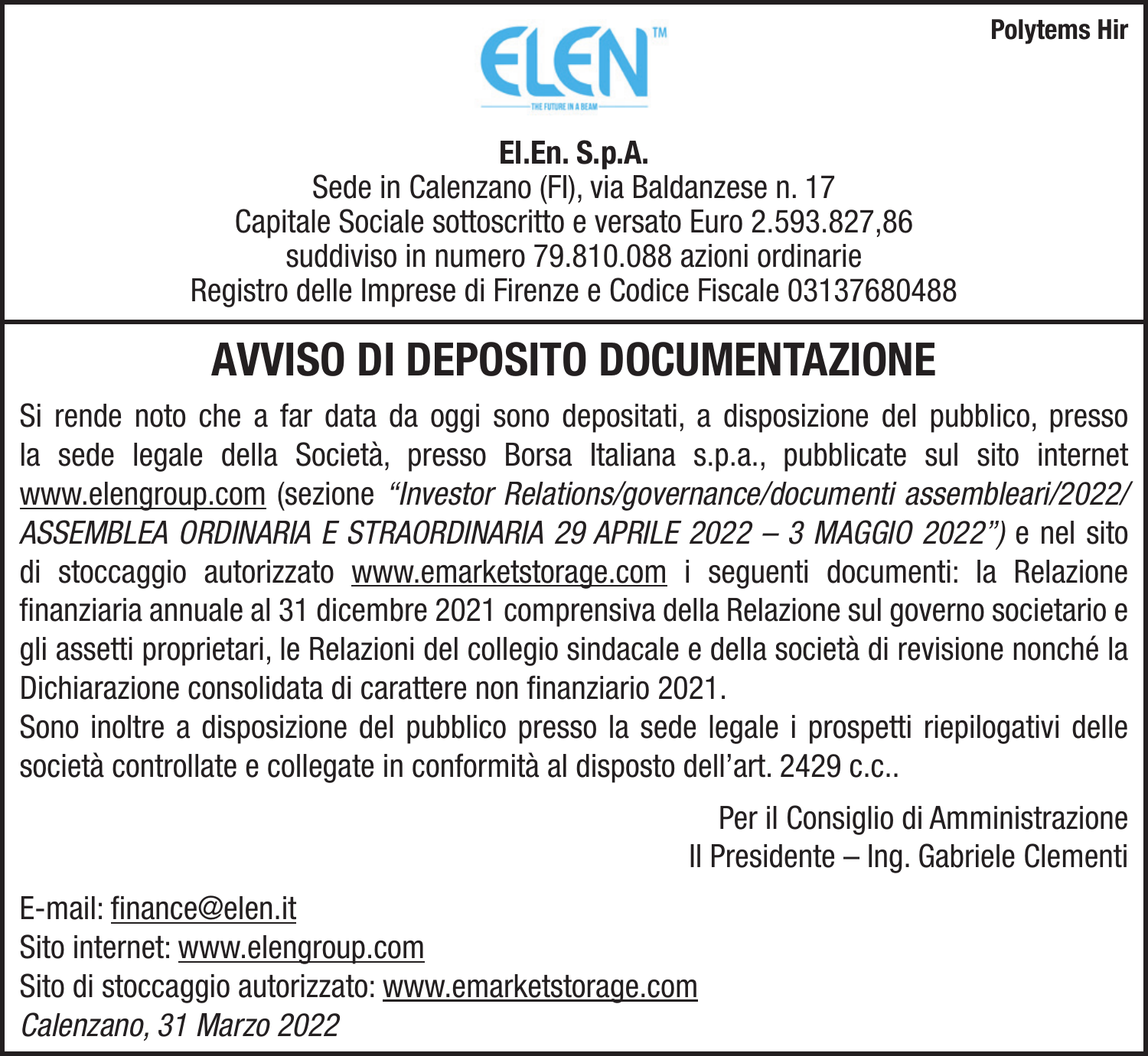Polytems Hir

ELEN™

THE FUTURE IN A BEAM

**El.En. S.p.A.**
Sede in Calenzano (FI), via Baldanzese n. 17
Capitale Sociale sottoscritto e versato Euro 2.593.827,86
suddiviso in numero 79.810.088 azioni ordinarie
Registro delle Imprese di Firenze e Codice Fiscale 03137680488

# AVVISO DI DEPOSITO DOCUMENTAZIONE

Si rende noto che a far data da oggi sono depositati, a disposizione del pubblico, presso la sede legale della Società, presso Borsa Italiana s.p.a., pubblicate sul sito internet www.elengroup.com (sezione *"Investor Relations/governance/documenti assembleari/2022/ ASSEMBLEA ORDINARIA E STRAORDINARIA 29 APRILE 2022 – 3 MAGGIO 2022")* e nel sito di stoccaggio autorizzato www.emarketstorage.com i seguenti documenti: la Relazione finanziaria annuale al 31 dicembre 2021 comprensiva della Relazione sul governo societario e gli assetti proprietari, le Relazioni del collegio sindacale e della società di revisione nonché la Dichiarazione consolidata di carattere non finanziario 2021.

Sono inoltre a disposizione del pubblico presso la sede legale i prospetti riepilogativi delle società controllate e collegate in conformità al disposto dell'art. 2429 c.c..

Per il Consiglio di Amministrazione
Il Presidente – Ing. Gabriele Clementi

E-mail: finance@elen.it
Sito internet: www.elengroup.com
Sito di stoccaggio autorizzato: www.emarketstorage.com
*Calenzano, 31 Marzo 2022*